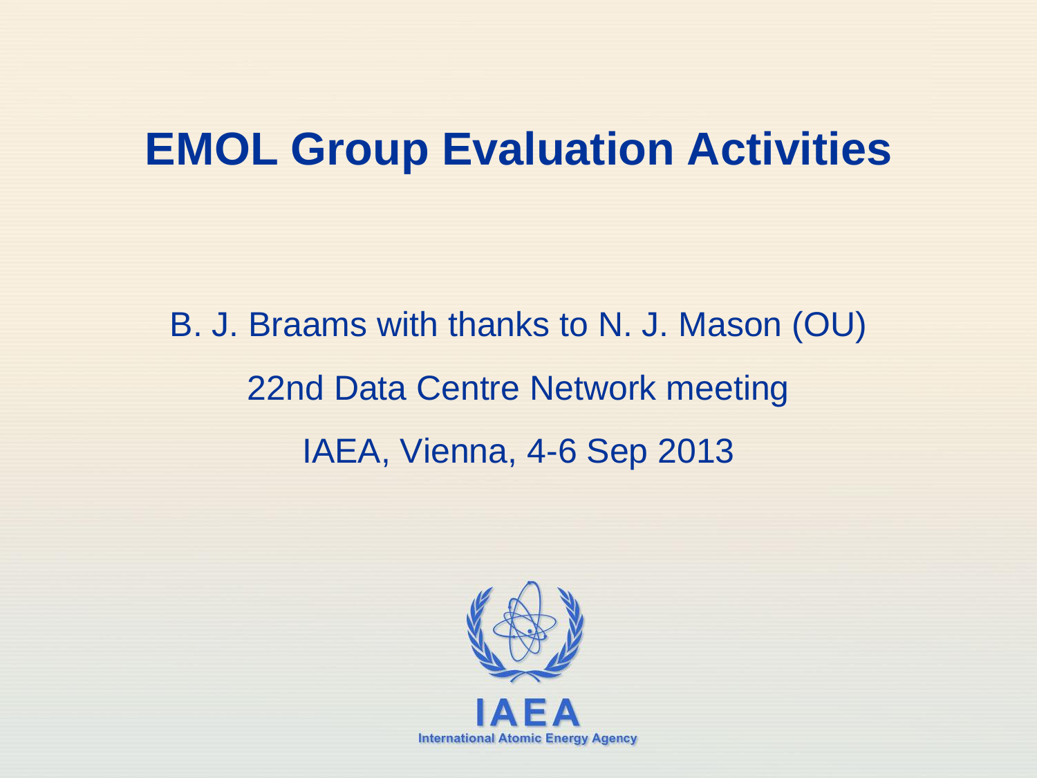# EMOL Group Evaluation Activities

B. J. Braams with thanks to N. J. Mason (OU)

22nd Data Centre Network meeting

IAEA, Vienna, 4-6 Sep 2013

IAEA

International Atomic Energy Agency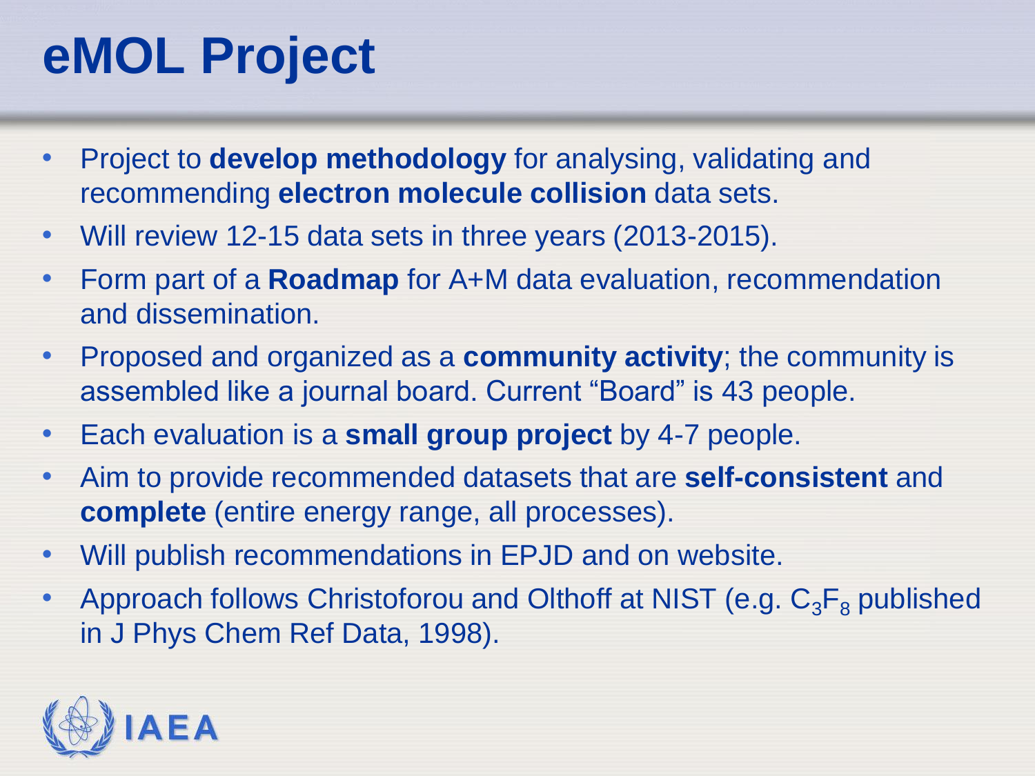# eMOL Project

- Project to **develop methodology** for analysing, validating and recommending **electron molecule collision** data sets.
- Will review 12-15 data sets in three years (2013-2015).
- Form part of a **Roadmap** for A+M data evaluation, recommendation and dissemination.
- Proposed and organized as a **community activity**; the community is assembled like a journal board. Current "Board" is 43 people.
- Each evaluation is a **small group project** by 4-7 people.
- Aim to provide recommended datasets that are **self-consistent** and **complete** (entire energy range, all processes).
- Will publish recommendations in EPJD and on website.
- Approach follows Christoforou and Olthoff at NIST (e.g. $C_3F_8$ published in J Phys Chem Ref Data, 1998).

IAEA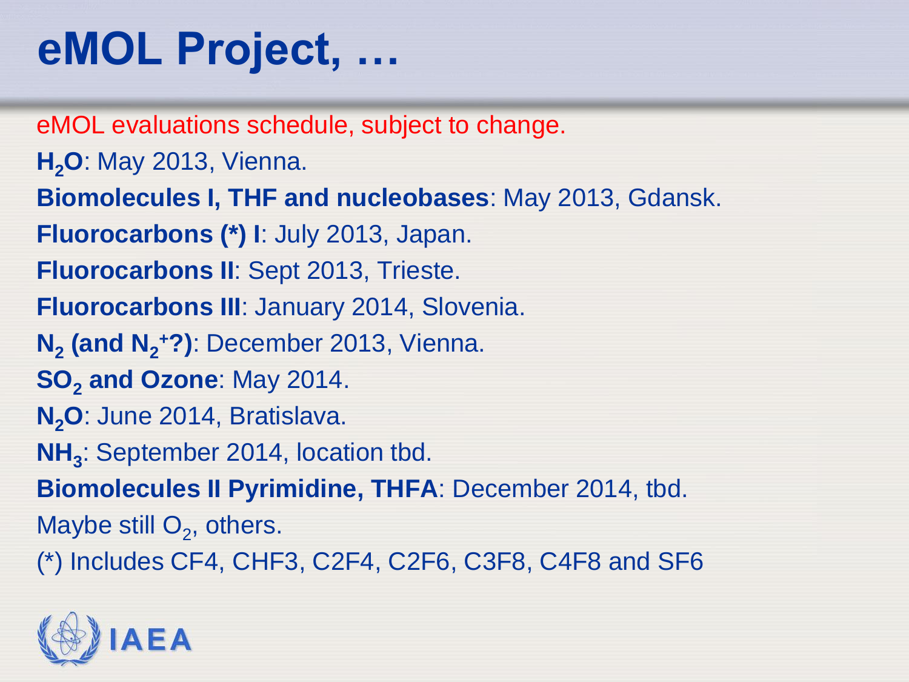# eMOL Project, …

eMOL evaluations schedule, subject to change.

**$H_2O$**: May 2013, Vienna.

**Biomolecules I, THF and nucleobases**: May 2013, Gdansk.

**Fluorocarbons (*) I**: July 2013, Japan.

**Fluorocarbons II**: Sept 2013, Trieste.

**Fluorocarbons III**: January 2014, Slovenia.

**$N_2$ (and $N_2^+$?)**: December 2013, Vienna.

**$SO_2$ and Ozone**: May 2014.

**$N_2O$**: June 2014, Bratislava.

**$NH_3$**: September 2014, location tbd.

**Biomolecules II Pyrimidine, THFA**: December 2014, tbd.

Maybe still $O_2$, others.

(*) Includes CF4, CHF3, C2F4, C2F6, C3F8, C4F8 and SF6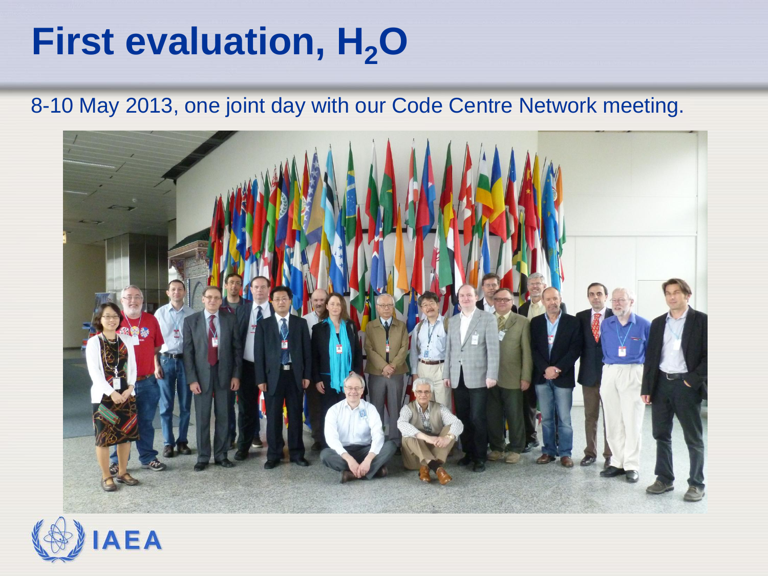# First evaluation, $H_2O$

8-10 May 2013, one joint day with our Code Centre Network meeting.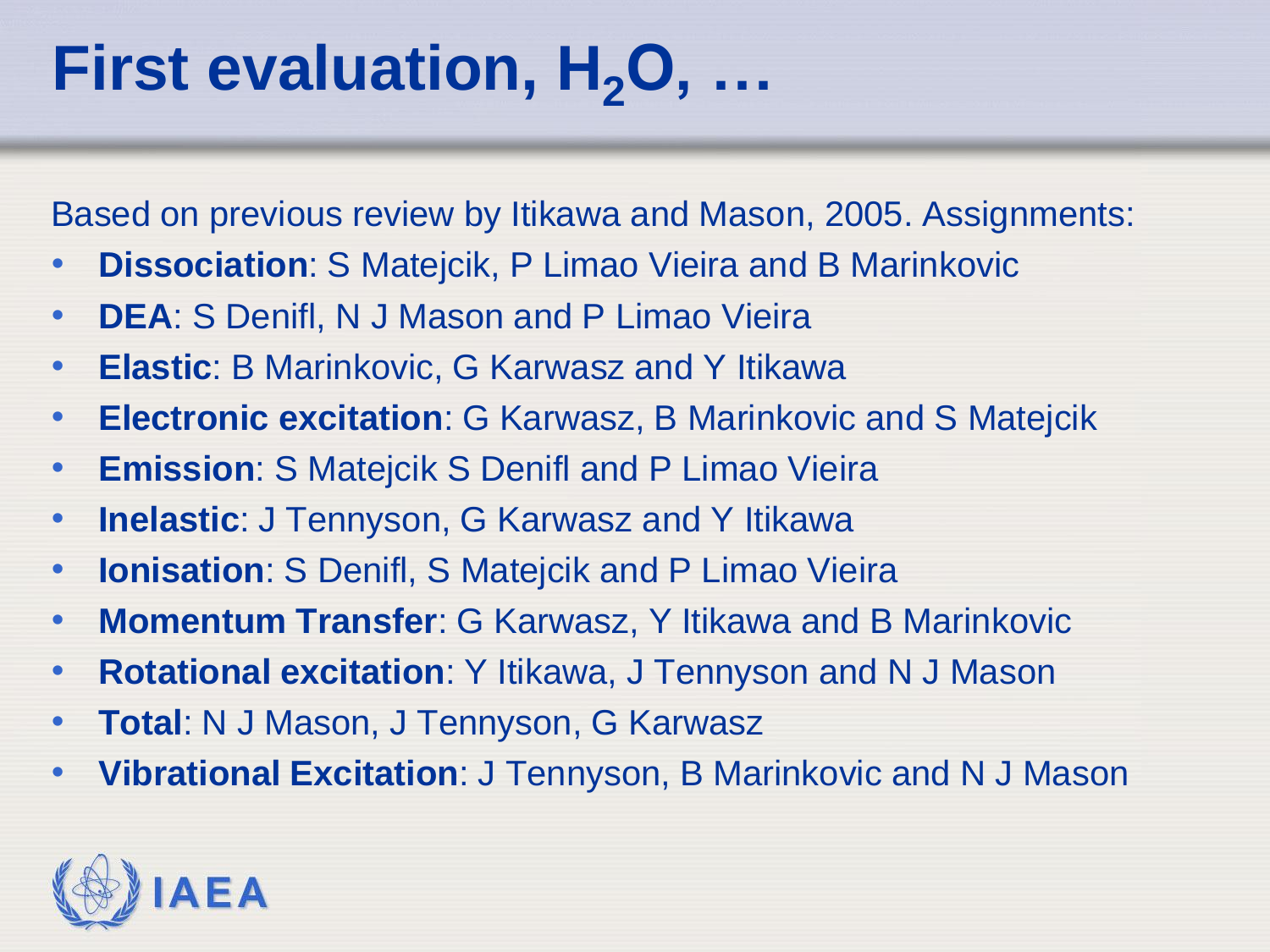# First evaluation, $H_2O$, …

Based on previous review by Itikawa and Mason, 2005. Assignments:

- **Dissociation**: S Matejcik, P Limao Vieira and B Marinkovic
- **DEA**: S Denifl, N J Mason and P Limao Vieira
- **Elastic**: B Marinkovic, G Karwasz and Y Itikawa
- **Electronic excitation**: G Karwasz, B Marinkovic and S Matejcik
- **Emission**: S Matejcik S Denifl and P Limao Vieira
- **Inelastic**: J Tennyson, G Karwasz and Y Itikawa
- **Ionisation**: S Denifl, S Matejcik and P Limao Vieira
- **Momentum Transfer**: G Karwasz, Y Itikawa and B Marinkovic
- **Rotational excitation**: Y Itikawa, J Tennyson and N J Mason
- **Total**: N J Mason, J Tennyson, G Karwasz
- **Vibrational Excitation**: J Tennyson, B Marinkovic and N J Mason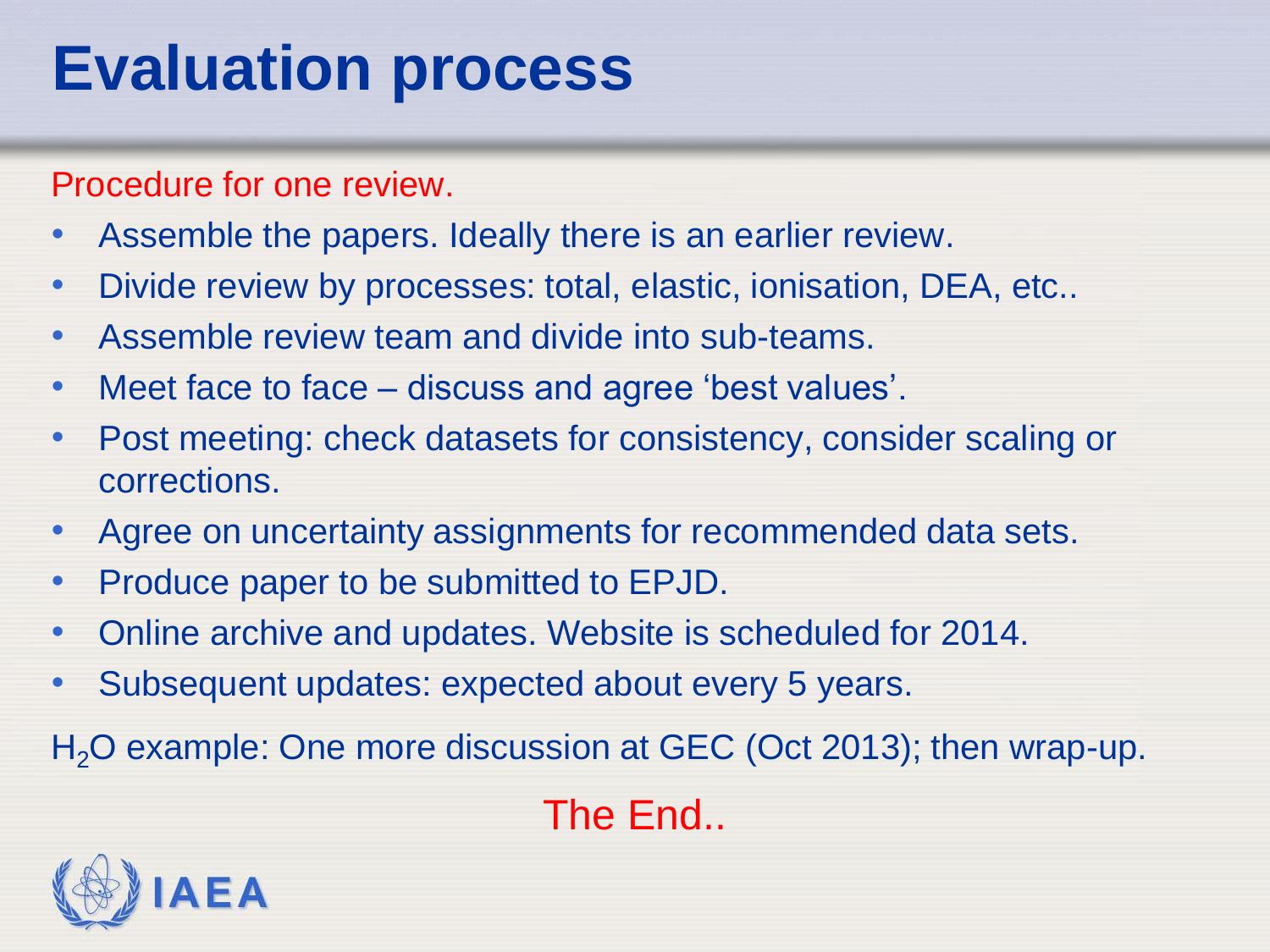# Evaluation process

Procedure for one review.

- Assemble the papers. Ideally there is an earlier review.
- Divide review by processes: total, elastic, ionisation, DEA, etc..
- Assemble review team and divide into sub-teams.
- Meet face to face – discuss and agree 'best values'.
- Post meeting: check datasets for consistency, consider scaling or corrections.
- Agree on uncertainty assignments for recommended data sets.
- Produce paper to be submitted to EPJD.
- Online archive and updates. Website is scheduled for 2014.
- Subsequent updates: expected about every 5 years.

$H_2O$ example: One more discussion at GEC (Oct 2013); then wrap-up.

The End..

IAEA